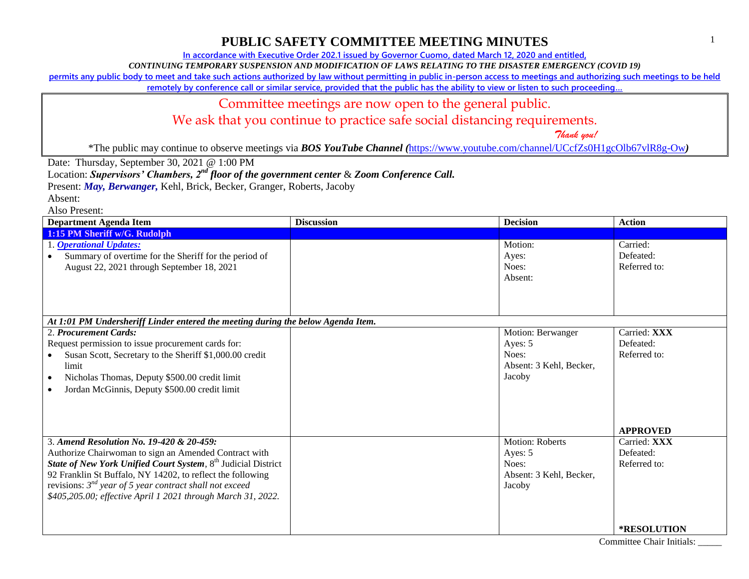# PUBLIC SAFETY COMMITTEE MEETING MINUTES

In accordance with Executive Order 202.1 issued by Governor Cuomo, dated March 12, 2020 and entitled,

*CONTINUING TEMPORARY SUSPENSION AND MODIFICATION OF LAWS RELATING TO THE DISASTER EMERGENCY (COVID 19)*

permits any public body to meet and take such actions authorized by law without permitting in public in-person access to meetings and authorizing such meetings to be held remotely by conference call or similar service, provided that the public has the ability to view or listen to such proceeding…

Committee meetings are now open to the general public.

We ask that you continue to practice safe social distancing requirements.

*Thank you!*

*The public may continue to observe meetings via ***BOS YouTube Channel*** (https://www.youtube.com/channel/UCcfZs0H1gcOlb67vlR8g-Ow)

Date: Thursday, September 30, 2021 @ 1:00 PM

Location: ***Supervisors' Chambers, 2nd floor of the government center*** & ***Zoom Conference Call.***

Present: ***May, Berwanger,*** Kehl, Brick, Becker, Granger, Roberts, Jacoby

Absent:

Also Present:

| Department Agenda Item | Discussion | Decision | Action |
|---|---|---|---|
| **1:15 PM Sheriff w/G. Rudolph** | | | |
| 1. ***Operational Updates:***<br>• Summary of overtime for the Sheriff for the period of August 22, 2021 through September 18, 2021 | | Motion:<br>Ayes:<br>Noes:<br>Absent: | Carried:<br>Defeated:<br>Referred to: |
| ***At 1:01 PM Undersheriff Linder entered the meeting during the below Agenda Item.*** | | | |
| 2. ***Procurement Cards:***<br>Request permission to issue procurement cards for:<br>• Susan Scott, Secretary to the Sheriff $1,000.00 credit limit<br>• Nicholas Thomas, Deputy $500.00 credit limit<br>• Jordan McGinnis, Deputy $500.00 credit limit | | Motion: Berwanger<br>Ayes: 5<br>Noes:<br>Absent: 3 Kehl, Becker, Jacoby | Carried: **XXX**<br>Defeated:<br>Referred to:<br><br>**APPROVED** |
| 3. ***Amend Resolution No. 19-420 & 20-459:***<br>Authorize Chairwoman to sign an Amended Contract with ***State of New York Unified Court System***, 8th Judicial District 92 Franklin St Buffalo, NY 14202, to reflect the following revisions: *3rd year of 5 year contract shall not exceed $405,205.00; effective April 1 2021 through March 31, 2022.* | | Motion: Roberts<br>Ayes: 5<br>Noes:<br>Absent: 3 Kehl, Becker, Jacoby | Carried: **XXX**<br>Defeated:<br>Referred to:<br><br>***RESOLUTION** |

Committee Chair Initials: _____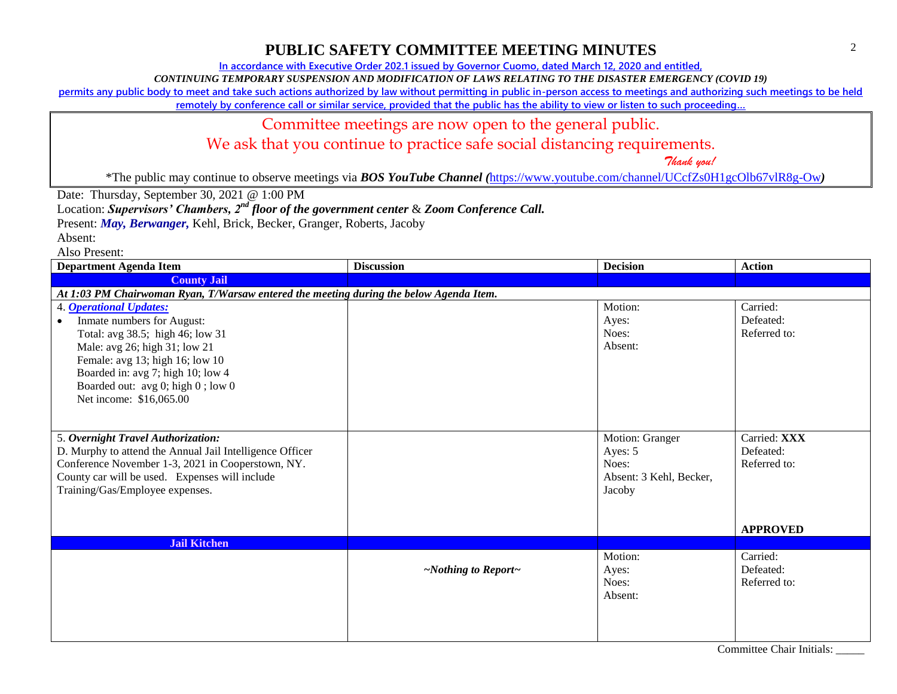# PUBLIC SAFETY COMMITTEE MEETING MINUTES

In accordance with Executive Order 202.1 issued by Governor Cuomo, dated March 12, 2020 and entitled,

*CONTINUING TEMPORARY SUSPENSION AND MODIFICATION OF LAWS RELATING TO THE DISASTER EMERGENCY (COVID 19)*

permits any public body to meet and take such actions authorized by law without permitting in public in-person access to meetings and authorizing such meetings to be held remotely by conference call or similar service, provided that the public has the ability to view or listen to such proceeding…

Committee meetings are now open to the general public.
We ask that you continue to practice safe social distancing requirements.
*Thank you!*

*The public may continue to observe meetings via ***BOS YouTube Channel (***https://www.youtube.com/channel/UCcfZs0H1gcOlb67vlR8g-Ow***)***

Date: Thursday, September 30, 2021 @ 1:00 PM
Location: ***Supervisors' Chambers, 2nd floor of the government center*** & ***Zoom Conference Call.***
Present: ***May, Berwanger,*** Kehl, Brick, Becker, Granger, Roberts, Jacoby
Absent:
Also Present:

| Department Agenda Item | Discussion | Decision | Action |
|---|---|---|---|
| **County Jail** | | | |
| ***At 1:03 PM Chairwoman Ryan, T/Warsaw entered the meeting during the below Agenda Item.*** | | | |
| 4. ***Operational Updates:***<br>• Inmate numbers for August:<br>Total: avg 38.5; high 46; low 31<br>Male: avg 26; high 31; low 21<br>Female: avg 13; high 16; low 10<br>Boarded in: avg 7; high 10; low 4<br>Boarded out: avg 0; high 0 ; low 0<br>Net income: $16,065.00 | | Motion:<br>Ayes:<br>Noes:<br>Absent: | Carried:<br>Defeated:<br>Referred to: |
| 5. ***Overnight Travel Authorization:***<br>D. Murphy to attend the Annual Jail Intelligence Officer Conference November 1-3, 2021 in Cooperstown, NY. County car will be used. Expenses will include Training/Gas/Employee expenses. | | Motion: Granger<br>Ayes: 5<br>Noes:<br>Absent: 3 Kehl, Becker, Jacoby | Carried: **XXX**<br>Defeated:<br>Referred to:<br><br>**APPROVED** |
| **Jail Kitchen** | | | |
| | ***~Nothing to Report~*** | Motion:<br>Ayes:<br>Noes:<br>Absent: | Carried:<br>Defeated:<br>Referred to: |

Committee Chair Initials: _____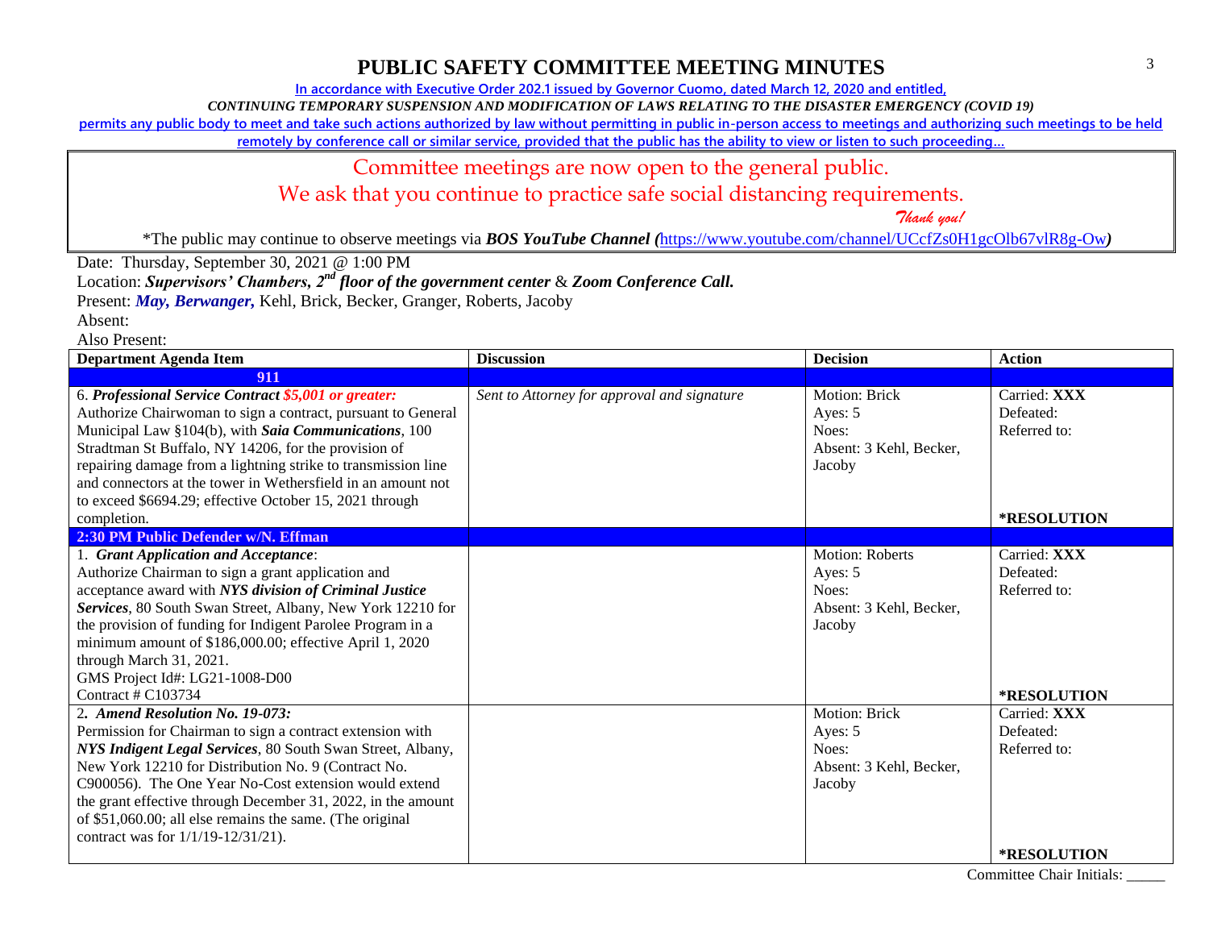# PUBLIC SAFETY COMMITTEE MEETING MINUTES

**In accordance with Executive Order 202.1 issued by Governor Cuomo, dated March 12, 2020 and entitled,**

***CONTINUING TEMPORARY SUSPENSION AND MODIFICATION OF LAWS RELATING TO THE DISASTER EMERGENCY (COVID 19)***

**permits any public body to meet and take such actions authorized by law without permitting in public in-person access to meetings and authorizing such meetings to be held remotely by conference call or similar service, provided that the public has the ability to view or listen to such proceeding…**

Committee meetings are now open to the general public.

We ask that you continue to practice safe social distancing requirements.

*Thank you!*

*The public may continue to observe meetings via ***BOS YouTube Channel (***https://www.youtube.com/channel/UCcfZs0H1gcOlb67vlR8g-Ow***)***

Date: Thursday, September 30, 2021 @ 1:00 PM

Location: ***Supervisors' Chambers, 2nd floor of the government center*** & ***Zoom Conference Call.***

Present: ***May, Berwanger,*** Kehl, Brick, Becker, Granger, Roberts, Jacoby

Absent:

Also Present:

| Department Agenda Item | Discussion | Decision | Action |
|---|---|---|---|
| **911** | | | |
| 6. ***Professional Service Contract $5,001 or greater:*** Authorize Chairwoman to sign a contract, pursuant to General Municipal Law §104(b), with ***Saia Communications***, 100 Stradtman St Buffalo, NY 14206, for the provision of repairing damage from a lightning strike to transmission line and connectors at the tower in Wethersfield in an amount not to exceed $6694.29; effective October 15, 2021 through completion. | *Sent to Attorney for approval and signature* | Motion: Brick<br>Ayes: 5<br>Noes:<br>Absent: 3 Kehl, Becker, Jacoby | Carried: **XXX**<br>Defeated:<br>Referred to:<br><br>**\*RESOLUTION** |
| **2:30 PM Public Defender w/N. Effman** | | | |
| 1. ***Grant Application and Acceptance***: Authorize Chairman to sign a grant application and acceptance award with ***NYS division of Criminal Justice Services***, 80 South Swan Street, Albany, New York 12210 for the provision of funding for Indigent Parolee Program in a minimum amount of $186,000.00; effective April 1, 2020 through March 31, 2021.<br>GMS Project Id#: LG21-1008-D00<br>Contract # C103734 | | Motion: Roberts<br>Ayes: 5<br>Noes:<br>Absent: 3 Kehl, Becker, Jacoby | Carried: **XXX**<br>Defeated:<br>Referred to:<br><br>**\*RESOLUTION** |
| 2. ***Amend Resolution No. 19-073:*** Permission for Chairman to sign a contract extension with ***NYS Indigent Legal Services***, 80 South Swan Street, Albany, New York 12210 for Distribution No. 9 (Contract No. C900056). The One Year No-Cost extension would extend the grant effective through December 31, 2022, in the amount of $51,060.00; all else remains the same. (The original contract was for 1/1/19-12/31/21). | | Motion: Brick<br>Ayes: 5<br>Noes:<br>Absent: 3 Kehl, Becker, Jacoby | Carried: **XXX**<br>Defeated:<br>Referred to:<br><br>**\*RESOLUTION** |

Committee Chair Initials: _____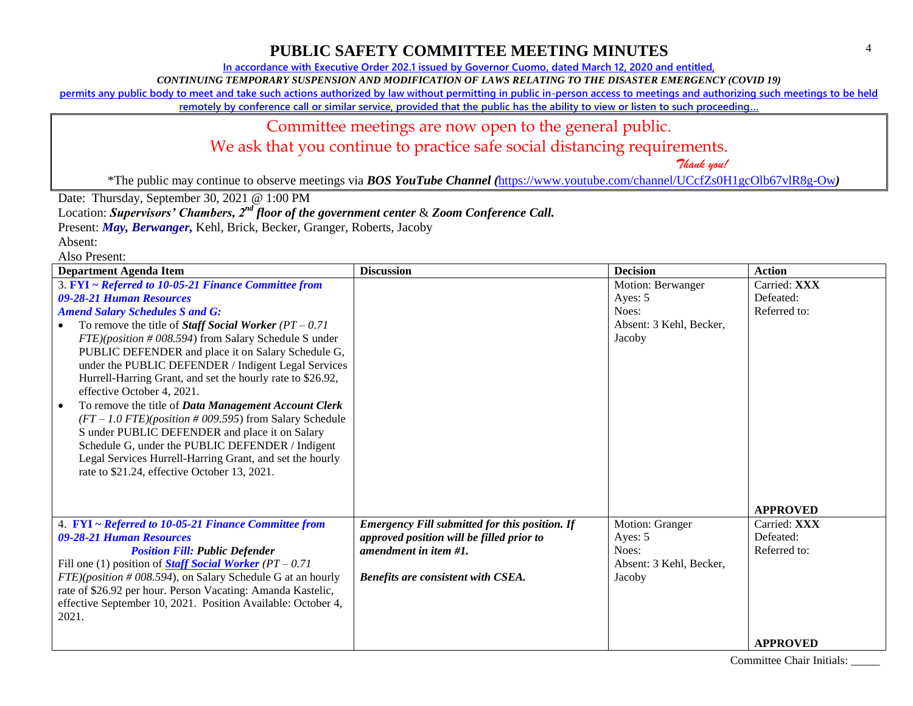# PUBLIC SAFETY COMMITTEE MEETING MINUTES

In accordance with Executive Order 202.1 issued by Governor Cuomo, dated March 12, 2020 and entitled,

*CONTINUING TEMPORARY SUSPENSION AND MODIFICATION OF LAWS RELATING TO THE DISASTER EMERGENCY (COVID 19)*

permits any public body to meet and take such actions authorized by law without permitting in public in-person access to meetings and authorizing such meetings to be held remotely by conference call or similar service, provided that the public has the ability to view or listen to such proceeding…

Committee meetings are now open to the general public.

We ask that you continue to practice safe social distancing requirements.

*Thank you!*

*The public may continue to observe meetings via ***BOS YouTube Channel (***https://www.youtube.com/channel/UCcfZs0H1gcOlb67vlR8g-Ow***)***

Date: Thursday, September 30, 2021 @ 1:00 PM

Location: ***Supervisors' Chambers, 2nd floor of the government center*** & ***Zoom Conference Call.***

Present: ***May, Berwanger,*** Kehl, Brick, Becker, Granger, Roberts, Jacoby

Absent:

Also Present:

| Department Agenda Item | Discussion | Decision | Action |
|---|---|---|---|
| 3. **FYI ~ *Referred to 10-05-21 Finance Committee from 09-28-21 Human Resources*** <br> ***Amend Salary Schedules S and G:*** <br> • To remove the title of ***Staff Social Worker*** *(PT – 0.71 FTE)(position # 008.594)* from Salary Schedule S under PUBLIC DEFENDER and place it on Salary Schedule G, under the PUBLIC DEFENDER / Indigent Legal Services Hurrell-Harring Grant, and set the hourly rate to $26.92, effective October 4, 2021. <br> • To remove the title of ***Data Management Account Clerk*** *(FT – 1.0 FTE)(position # 009.595)* from Salary Schedule S under PUBLIC DEFENDER and place it on Salary Schedule G, under the PUBLIC DEFENDER / Indigent Legal Services Hurrell-Harring Grant, and set the hourly rate to $21.24, effective October 13, 2021. | | Motion: Berwanger <br> Ayes: 5 <br> Noes: <br> Absent: 3 Kehl, Becker, Jacoby | Carried: **XXX** <br> Defeated: <br> Referred to: <br> **APPROVED** |
| 4. **FYI ~ *Referred to 10-05-21 Finance Committee from 09-28-21 Human Resources*** <br> ***Position Fill:* Public Defender** <br> Fill one (1) position of ***Staff Social Worker*** *(PT – 0.71 FTE)(position # 008.594)*, on Salary Schedule G at an hourly rate of $26.92 per hour. Person Vacating: Amanda Kastelic, effective September 10, 2021. Position Available: October 4, 2021. | ***Emergency Fill submitted for this position. If approved position will be filled prior to amendment in item #1.*** <br><br> ***Benefits are consistent with CSEA.*** | Motion: Granger <br> Ayes: 5 <br> Noes: <br> Absent: 3 Kehl, Becker, Jacoby | Carried: **XXX** <br> Defeated: <br> Referred to: <br> **APPROVED** |

Committee Chair Initials: _____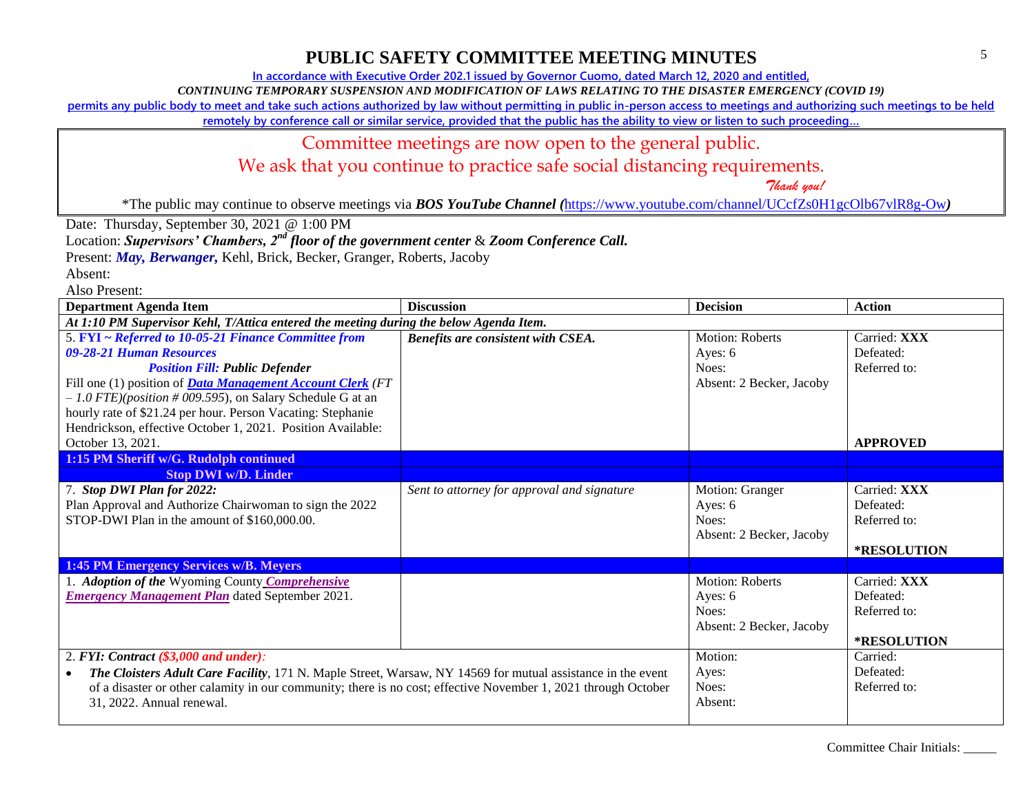# PUBLIC SAFETY COMMITTEE MEETING MINUTES

In accordance with Executive Order 202.1 issued by Governor Cuomo, dated March 12, 2020 and entitled,

*CONTINUING TEMPORARY SUSPENSION AND MODIFICATION OF LAWS RELATING TO THE DISASTER EMERGENCY (COVID 19)*

permits any public body to meet and take such actions authorized by law without permitting in public in-person access to meetings and authorizing such meetings to be held remotely by conference call or similar service, provided that the public has the ability to view or listen to such proceeding…

Committee meetings are now open to the general public.

We ask that you continue to practice safe social distancing requirements.

*Thank you!*

*The public may continue to observe meetings via ***BOS YouTube Channel*** (https://www.youtube.com/channel/UCcfZs0H1gcOlb67vlR8g-Ow)

Date: Thursday, September 30, 2021 @ 1:00 PM

Location: ***Supervisors' Chambers, 2nd floor of the government center*** & ***Zoom Conference Call.***

Present: ***May, Berwanger,*** Kehl, Brick, Becker, Granger, Roberts, Jacoby

Absent:

Also Present:

| Department Agenda Item | Discussion | Decision | Action |
|---|---|---|---|
| ***At 1:10 PM Supervisor Kehl, T/Attica entered the meeting during the below Agenda Item.*** | | | |
| 5. ***FYI ~ Referred to 10-05-21 Finance Committee from 09-28-21 Human Resources*** ***Position Fill:*** ***Public Defender*** Fill one (1) position of ***Data Management Account Clerk*** *(FT – 1.0 FTE)(position # 009.595)*, on Salary Schedule G at an hourly rate of $21.24 per hour. Person Vacating: Stephanie Hendrickson, effective October 1, 2021. Position Available: October 13, 2021. | ***Benefits are consistent with CSEA.*** | Motion: Roberts<br>Ayes: 6<br>Noes:<br>Absent: 2 Becker, Jacoby | Carried: **XXX**<br>Defeated:<br>Referred to:<br>**APPROVED** |
| **1:15 PM Sheriff w/G. Rudolph continued** **Stop DWI w/D. Linder** | | | |
| 7. ***Stop DWI Plan for 2022:*** Plan Approval and Authorize Chairwoman to sign the 2022 STOP-DWI Plan in the amount of $160,000.00. | *Sent to attorney for approval and signature* | Motion: Granger<br>Ayes: 6<br>Noes:<br>Absent: 2 Becker, Jacoby | Carried: **XXX**<br>Defeated:<br>Referred to:<br>**\*RESOLUTION** |
| **1:45 PM Emergency Services w/B. Meyers** | | | |
| 1. ***Adoption of the*** Wyoming County ***Comprehensive Emergency Management Plan*** dated September 2021. | | Motion: Roberts<br>Ayes: 6<br>Noes:<br>Absent: 2 Becker, Jacoby | Carried: **XXX**<br>Defeated:<br>Referred to:<br>**\*RESOLUTION** |
| 2. ***FYI: Contract*** ***($3,000 and under)****:*<br>• ***The Cloisters Adult Care Facility***, 171 N. Maple Street, Warsaw, NY 14569 for mutual assistance in the event of a disaster or other calamity in our community; there is no cost; effective November 1, 2021 through October 31, 2022. Annual renewal. | | Motion:<br>Ayes:<br>Noes:<br>Absent: | Carried:<br>Defeated:<br>Referred to: |

Committee Chair Initials: _____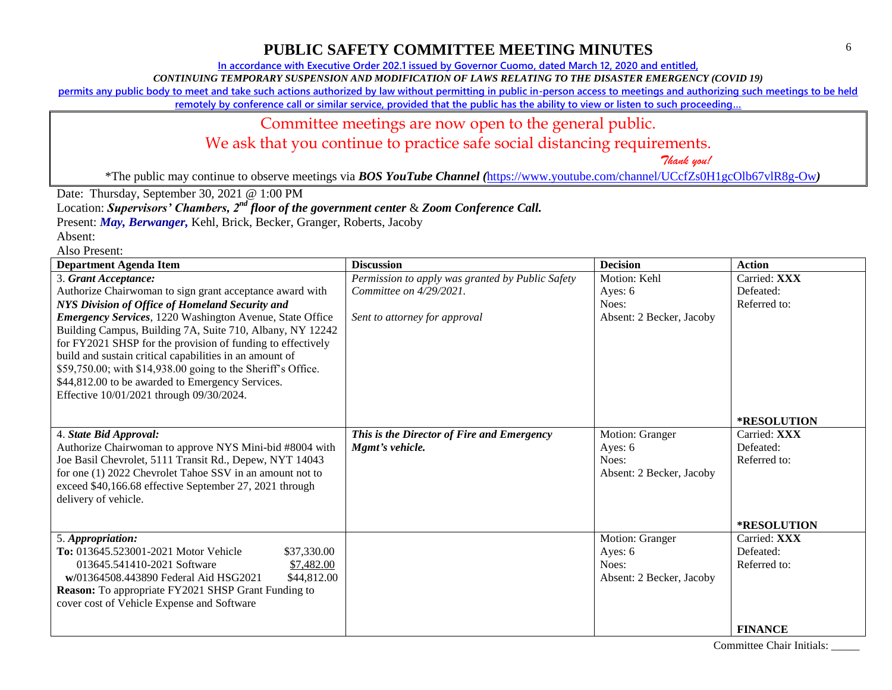# PUBLIC SAFETY COMMITTEE MEETING MINUTES

In accordance with Executive Order 202.1 issued by Governor Cuomo, dated March 12, 2020 and entitled,

*CONTINUING TEMPORARY SUSPENSION AND MODIFICATION OF LAWS RELATING TO THE DISASTER EMERGENCY (COVID 19)*

permits any public body to meet and take such actions authorized by law without permitting in public in-person access to meetings and authorizing such meetings to be held remotely by conference call or similar service, provided that the public has the ability to view or listen to such proceeding…

Committee meetings are now open to the general public.
We ask that you continue to practice safe social distancing requirements.
*Thank you!*

*The public may continue to observe meetings via ***BOS YouTube Channel (***https://www.youtube.com/channel/UCcfZs0H1gcOlb67vlR8g-Ow***)***

Date: Thursday, September 30, 2021 @ 1:00 PM

Location: ***Supervisors' Chambers, 2nd floor of the government center*** & ***Zoom Conference Call.***

Present: ***May, Berwanger,*** Kehl, Brick, Becker, Granger, Roberts, Jacoby

Absent:

Also Present:

| Department Agenda Item | Discussion | Decision | Action |
|---|---|---|---|
| 3. ***Grant Acceptance:*** Authorize Chairwoman to sign grant acceptance award with ***NYS Division of Office of Homeland Security and Emergency Services***, 1220 Washington Avenue, State Office Building Campus, Building 7A, Suite 710, Albany, NY 12242 for FY2021 SHSP for the provision of funding to effectively build and sustain critical capabilities in an amount of $59,750.00; with $14,938.00 going to the Sheriff's Office. $44,812.00 to be awarded to Emergency Services. Effective 10/01/2021 through 09/30/2024. | *Permission to apply was granted by Public Safety Committee on 4/29/2021.*<br><br>*Sent to attorney for approval* | Motion: Kehl<br>Ayes: 6<br>Noes:<br>Absent: 2 Becker, Jacoby | Carried: **XXX**<br>Defeated:<br>Referred to:<br><br>**\*RESOLUTION** |
| 4. ***State Bid Approval:*** Authorize Chairwoman to approve NYS Mini-bid #8004 with Joe Basil Chevrolet, 5111 Transit Rd., Depew, NYT 14043 for one (1) 2022 Chevrolet Tahoe SSV in an amount not to exceed $40,166.68 effective September 27, 2021 through delivery of vehicle. | ***This is the Director of Fire and Emergency Mgmt's vehicle.*** | Motion: Granger<br>Ayes: 6<br>Noes:<br>Absent: 2 Becker, Jacoby | Carried: **XXX**<br>Defeated:<br>Referred to:<br><br>**\*RESOLUTION** |
| 5. ***Appropriation:***<br>**To:** 013645.523001-2021 Motor Vehicle $37,330.00<br>013645.541410-2021 Software $7,482.00<br>**w/**01364508.443890 Federal Aid HSG2021 $44,812.00<br>**Reason:** To appropriate FY2021 SHSP Grant Funding to cover cost of Vehicle Expense and Software | | Motion: Granger<br>Ayes: 6<br>Noes:<br>Absent: 2 Becker, Jacoby | Carried: **XXX**<br>Defeated:<br>Referred to:<br><br>**FINANCE** |

Committee Chair Initials: _____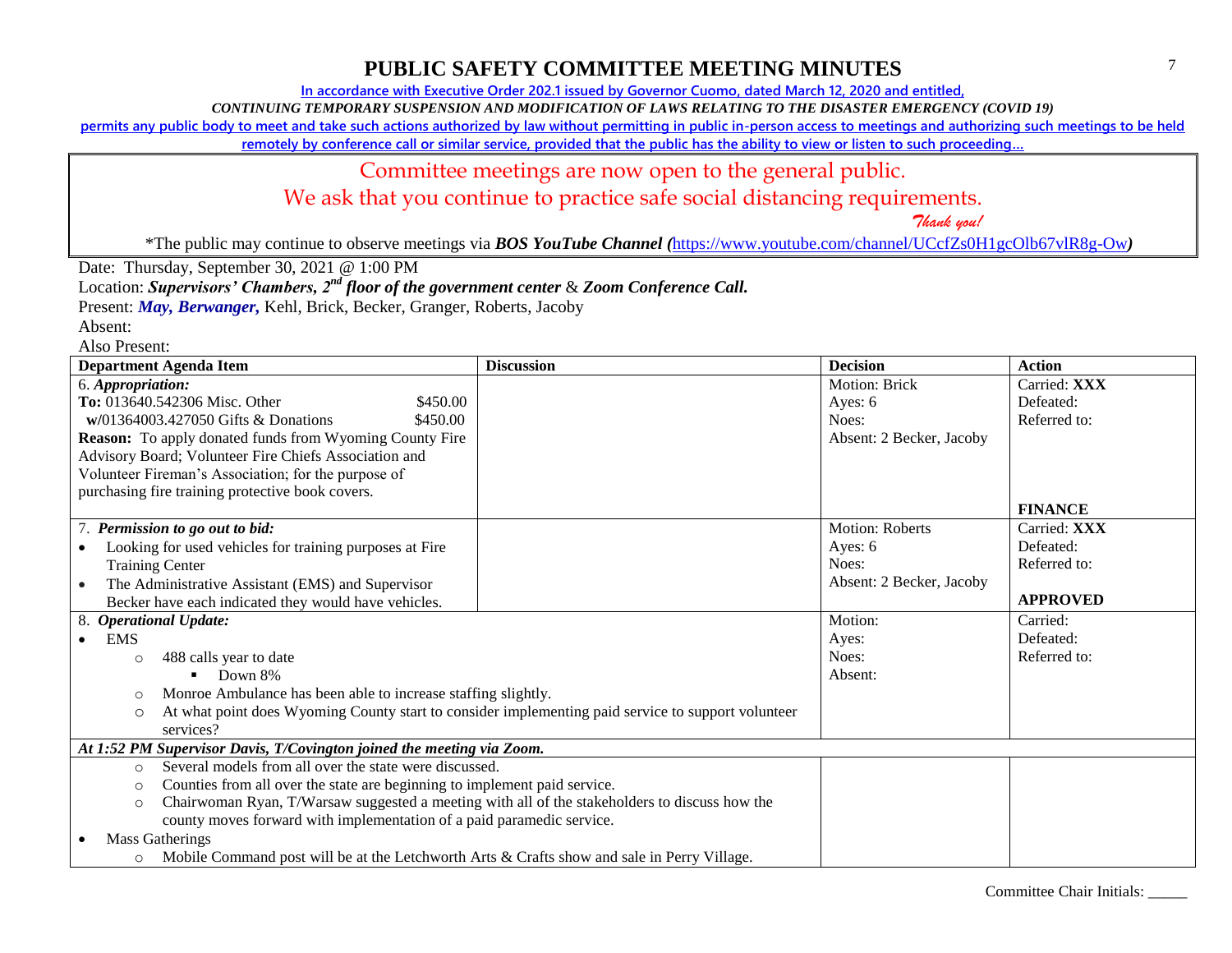# PUBLIC SAFETY COMMITTEE MEETING MINUTES

In accordance with Executive Order 202.1 issued by Governor Cuomo, dated March 12, 2020 and entitled,

*CONTINUING TEMPORARY SUSPENSION AND MODIFICATION OF LAWS RELATING TO THE DISASTER EMERGENCY (COVID 19)*

permits any public body to meet and take such actions authorized by law without permitting in public in-person access to meetings and authorizing such meetings to be held remotely by conference call or similar service, provided that the public has the ability to view or listen to such proceeding…

Committee meetings are now open to the general public.

We ask that you continue to practice safe social distancing requirements.

*Thank you!*

*The public may continue to observe meetings via ***BOS YouTube Channel (***https://www.youtube.com/channel/UCcfZs0H1gcOlb67vlR8g-Ow***)***

Date: Thursday, September 30, 2021 @ 1:00 PM

Location: ***Supervisors' Chambers, 2nd floor of the government center*** & ***Zoom Conference Call.***

Present: ***May, Berwanger,*** Kehl, Brick, Becker, Granger, Roberts, Jacoby

Absent:

Also Present:

| Department Agenda Item | Discussion | Decision | Action |
|---|---|---|---|
| 6. ***Appropriation:*** <br> **To:** 013640.542306 Misc. Other $450.00 <br> **w/**01364003.427050 Gifts & Donations $450.00 <br> **Reason:** To apply donated funds from Wyoming County Fire Advisory Board; Volunteer Fire Chiefs Association and Volunteer Fireman's Association; for the purpose of purchasing fire training protective book covers. | | Motion: Brick <br> Ayes: 6 <br> Noes: <br> Absent: 2 Becker, Jacoby | Carried: **XXX** <br> Defeated: <br> Referred to: <br> **FINANCE** |
| 7. ***Permission to go out to bid:*** <br> • Looking for used vehicles for training purposes at Fire Training Center <br> • The Administrative Assistant (EMS) and Supervisor Becker have each indicated they would have vehicles. | | Motion: Roberts <br> Ayes: 6 <br> Noes: <br> Absent: 2 Becker, Jacoby | Carried: **XXX** <br> Defeated: <br> Referred to: <br> **APPROVED** |
| 8. ***Operational Update:*** <br> • EMS <br> ◦ 488 calls year to date <br> ▪ Down 8% <br> ◦ Monroe Ambulance has been able to increase staffing slightly. <br> ◦ At what point does Wyoming County start to consider implementing paid service to support volunteer services? | | Motion: <br> Ayes: <br> Noes: <br> Absent: | Carried: <br> Defeated: <br> Referred to: |
| ***At 1:52 PM Supervisor Davis, T/Covington joined the meeting via Zoom.*** | | | |
| ◦ Several models from all over the state were discussed. <br> ◦ Counties from all over the state are beginning to implement paid service. <br> ◦ Chairwoman Ryan, T/Warsaw suggested a meeting with all of the stakeholders to discuss how the county moves forward with implementation of a paid paramedic service. <br> • Mass Gatherings <br> ◦ Mobile Command post will be at the Letchworth Arts & Crafts show and sale in Perry Village. | | | |

Committee Chair Initials: _____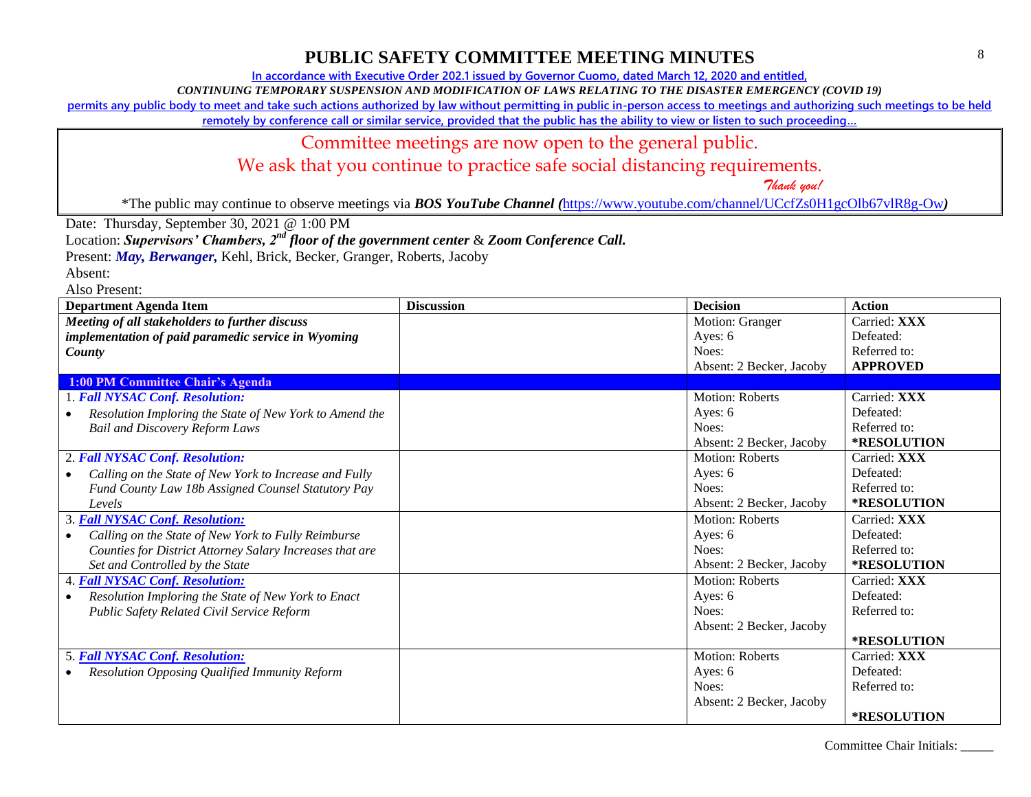# PUBLIC SAFETY COMMITTEE MEETING MINUTES

In accordance with Executive Order 202.1 issued by Governor Cuomo, dated March 12, 2020 and entitled,

*CONTINUING TEMPORARY SUSPENSION AND MODIFICATION OF LAWS RELATING TO THE DISASTER EMERGENCY (COVID 19)*

permits any public body to meet and take such actions authorized by law without permitting in public in-person access to meetings and authorizing such meetings to be held remotely by conference call or similar service, provided that the public has the ability to view or listen to such proceeding…

Committee meetings are now open to the general public.

We ask that you continue to practice safe social distancing requirements.

*Thank you!*

*The public may continue to observe meetings via ***BOS YouTube Channel (***https://www.youtube.com/channel/UCcfZs0H1gcOlb67vlR8g-Ow***)***

Date: Thursday, September 30, 2021 @ 1:00 PM

Location: ***Supervisors' Chambers, 2nd floor of the government center*** & ***Zoom Conference Call.***

Present: ***May, Berwanger,*** Kehl, Brick, Becker, Granger, Roberts, Jacoby

Absent:

Also Present:

| Department Agenda Item | Discussion | Decision | Action |
|---|---|---|---|
| ***Meeting of all stakeholders to further discuss implementation of paid paramedic service in Wyoming County*** | | Motion: Granger<br>Ayes: 6<br>Noes:<br>Absent: 2 Becker, Jacoby | Carried: **XXX**<br>Defeated:<br>Referred to:<br>**APPROVED** |
| **1:00 PM Committee Chair's Agenda** | | | |
| 1. ***Fall NYSAC Conf. Resolution:***<br>• *Resolution Imploring the State of New York to Amend the Bail and Discovery Reform Laws* | | Motion: Roberts<br>Ayes: 6<br>Noes:<br>Absent: 2 Becker, Jacoby | Carried: **XXX**<br>Defeated:<br>Referred to:<br>**\*RESOLUTION** |
| 2. ***Fall NYSAC Conf. Resolution:***<br>• *Calling on the State of New York to Increase and Fully Fund County Law 18b Assigned Counsel Statutory Pay Levels* | | Motion: Roberts<br>Ayes: 6<br>Noes:<br>Absent: 2 Becker, Jacoby | Carried: **XXX**<br>Defeated:<br>Referred to:<br>**\*RESOLUTION** |
| 3. ***Fall NYSAC Conf. Resolution:***<br>• *Calling on the State of New York to Fully Reimburse Counties for District Attorney Salary Increases that are Set and Controlled by the State* | | Motion: Roberts<br>Ayes: 6<br>Noes:<br>Absent: 2 Becker, Jacoby | Carried: **XXX**<br>Defeated:<br>Referred to:<br>**\*RESOLUTION** |
| 4. ***Fall NYSAC Conf. Resolution:***<br>• *Resolution Imploring the State of New York to Enact Public Safety Related Civil Service Reform* | | Motion: Roberts<br>Ayes: 6<br>Noes:<br>Absent: 2 Becker, Jacoby | Carried: **XXX**<br>Defeated:<br>Referred to:<br>**\*RESOLUTION** |
| 5. ***Fall NYSAC Conf. Resolution:***<br>• *Resolution Opposing Qualified Immunity Reform* | | Motion: Roberts<br>Ayes: 6<br>Noes:<br>Absent: 2 Becker, Jacoby | Carried: **XXX**<br>Defeated:<br>Referred to:<br>**\*RESOLUTION** |

Committee Chair Initials: _____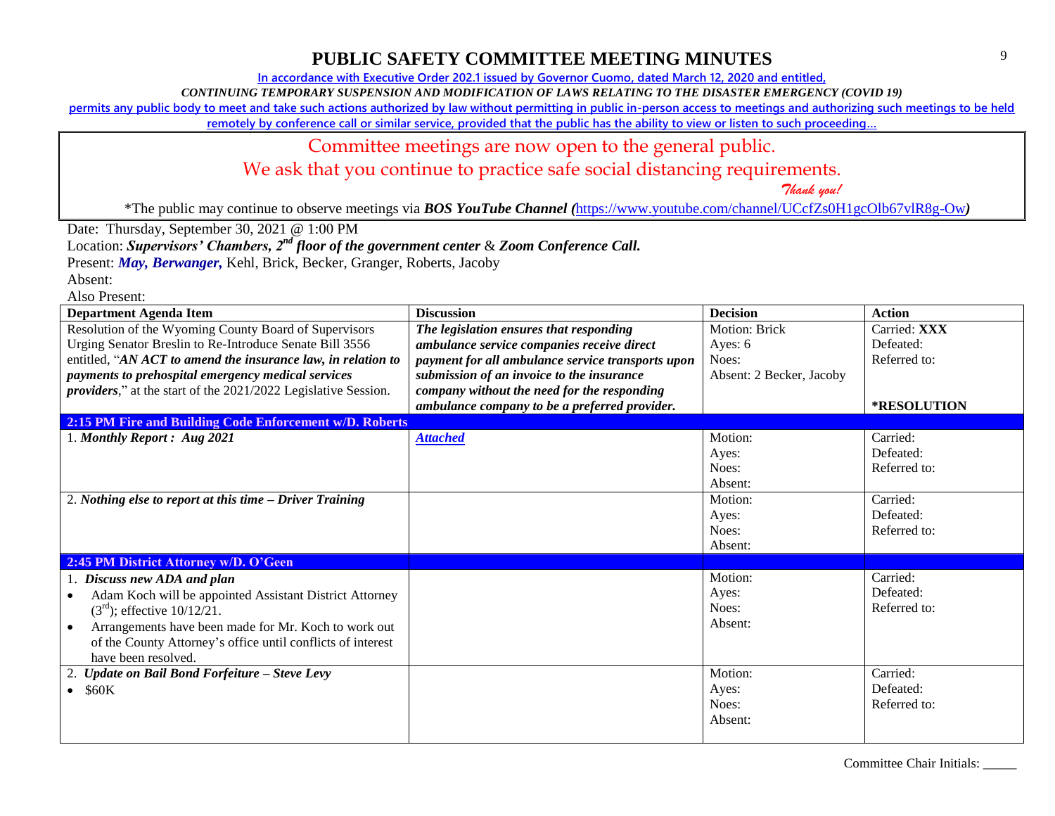# PUBLIC SAFETY COMMITTEE MEETING MINUTES

In accordance with Executive Order 202.1 issued by Governor Cuomo, dated March 12, 2020 and entitled,

*CONTINUING TEMPORARY SUSPENSION AND MODIFICATION OF LAWS RELATING TO THE DISASTER EMERGENCY (COVID 19)*

permits any public body to meet and take such actions authorized by law without permitting in public in-person access to meetings and authorizing such meetings to be held remotely by conference call or similar service, provided that the public has the ability to view or listen to such proceeding…

Committee meetings are now open to the general public.

We ask that you continue to practice safe social distancing requirements.

*Thank you!*

*The public may continue to observe meetings via ***BOS YouTube Channel (**https://www.youtube.com/channel/UCcfZs0H1gcOlb67vlR8g-Ow**)**

Date: Thursday, September 30, 2021 @ 1:00 PM

Location: ***Supervisors' Chambers, 2nd floor of the government center*** & ***Zoom Conference Call.***

Present: ***May, Berwanger,*** Kehl, Brick, Becker, Granger, Roberts, Jacoby

Absent:

Also Present:

| Department Agenda Item | Discussion | Decision | Action |
|---|---|---|---|
| Resolution of the Wyoming County Board of Supervisors Urging Senator Breslin to Re-Introduce Senate Bill 3556 entitled, "***AN ACT to amend the insurance law, in relation to payments to prehospital emergency medical services providers***," at the start of the 2021/2022 Legislative Session. | ***The legislation ensures that responding ambulance service companies receive direct payment for all ambulance service transports upon submission of an invoice to the insurance company without the need for the responding ambulance company to be a preferred provider.*** | Motion: Brick<br>Ayes: 6<br>Noes:<br>Absent: 2 Becker, Jacoby | Carried: **XXX**<br>Defeated:<br>Referred to:<br><br>**\*RESOLUTION** |
| **2:15 PM Fire and Building Code Enforcement w/D. Roberts** | | | |
| 1. ***Monthly Report : Aug 2021*** | ***Attached*** | Motion:<br>Ayes:<br>Noes:<br>Absent: | Carried:<br>Defeated:<br>Referred to: |
| 2. ***Nothing else to report at this time – Driver Training*** | | Motion:<br>Ayes:<br>Noes:<br>Absent: | Carried:<br>Defeated:<br>Referred to: |
| **2:45 PM District Attorney w/D. O'Geen** | | | |
| 1. ***Discuss new ADA and plan***<br>• Adam Koch will be appointed Assistant District Attorney (3rd); effective 10/12/21.<br>• Arrangements have been made for Mr. Koch to work out of the County Attorney's office until conflicts of interest have been resolved. | | Motion:<br>Ayes:<br>Noes:<br>Absent: | Carried:<br>Defeated:<br>Referred to: |
| 2. ***Update on Bail Bond Forfeiture – Steve Levy***<br>• $60K | | Motion:<br>Ayes:<br>Noes:<br>Absent: | Carried:<br>Defeated:<br>Referred to: |

Committee Chair Initials: _____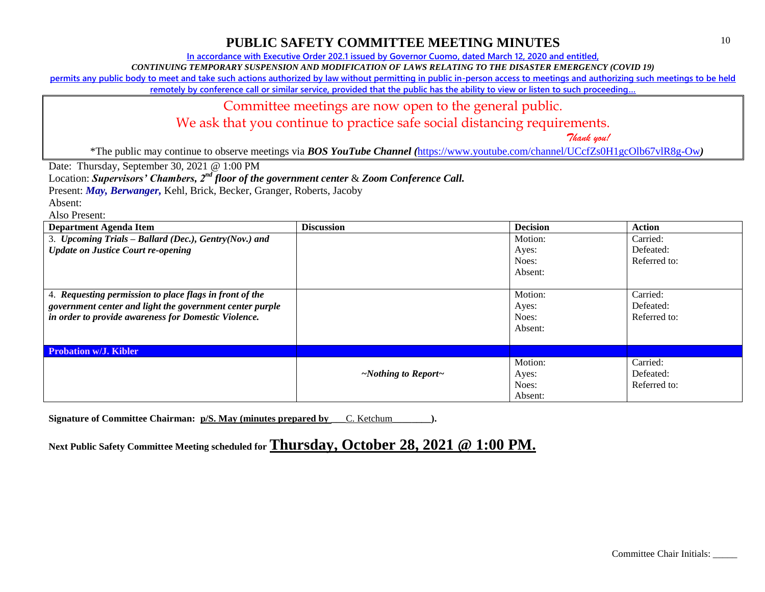# PUBLIC SAFETY COMMITTEE MEETING MINUTES

In accordance with Executive Order 202.1 issued by Governor Cuomo, dated March 12, 2020 and entitled,

*CONTINUING TEMPORARY SUSPENSION AND MODIFICATION OF LAWS RELATING TO THE DISASTER EMERGENCY (COVID 19)*

permits any public body to meet and take such actions authorized by law without permitting in public in-person access to meetings and authorizing such meetings to be held remotely by conference call or similar service, provided that the public has the ability to view or listen to such proceeding…

Committee meetings are now open to the general public.

We ask that you continue to practice safe social distancing requirements.

*Thank you!*

*The public may continue to observe meetings via ***BOS YouTube Channel*** *(*https://www.youtube.com/channel/UCcfZs0H1gcOlb67vlR8g-Ow*)*

Date: Thursday, September 30, 2021 @ 1:00 PM

Location: ***Supervisors' Chambers, 2nd floor of the government center*** & ***Zoom Conference Call.***

Present: ***May, Berwanger,*** Kehl, Brick, Becker, Granger, Roberts, Jacoby

Absent:

Also Present:

| Department Agenda Item | Discussion | Decision | Action |
|---|---|---|---|
| 3. ***Upcoming Trials – Ballard (Dec.), Gentry(Nov.) and Update on Justice Court re-opening*** | | Motion:<br>Ayes:<br>Noes:<br>Absent: | Carried:<br>Defeated:<br>Referred to: |
| 4. ***Requesting permission to place flags in front of the government center and light the government center purple in order to provide awareness for Domestic Violence.*** | | Motion:<br>Ayes:<br>Noes:<br>Absent: | Carried:<br>Defeated:<br>Referred to: |
| **Probation w/J. Kibler** | | | |
| | ***~Nothing to Report~*** | Motion:<br>Ayes:<br>Noes:<br>Absent: | Carried:<br>Defeated:<br>Referred to: |

**Signature of Committee Chairman: p/S. May (minutes prepared by \_\_\_C. Ketchum\_\_\_\_\_\_\_\_).**

**Next Public Safety Committee Meeting scheduled for Thursday, October 28, 2021 @ 1:00 PM.**

Committee Chair Initials: \_\_\_\_\_